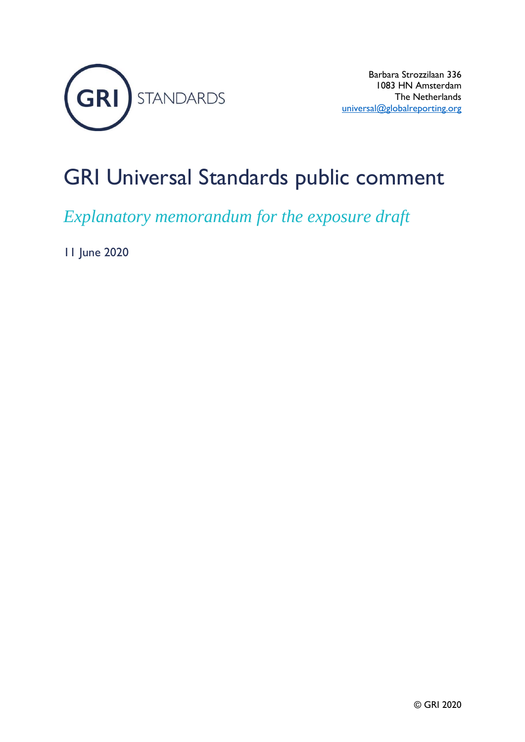GRI STANDARDS

Barbara Strozzilaan 336
1083 HN Amsterdam
The Netherlands
universal@globalreporting.org

# GRI Universal Standards public comment

*Explanatory memorandum for the exposure draft*

11 June 2020

© GRI 2020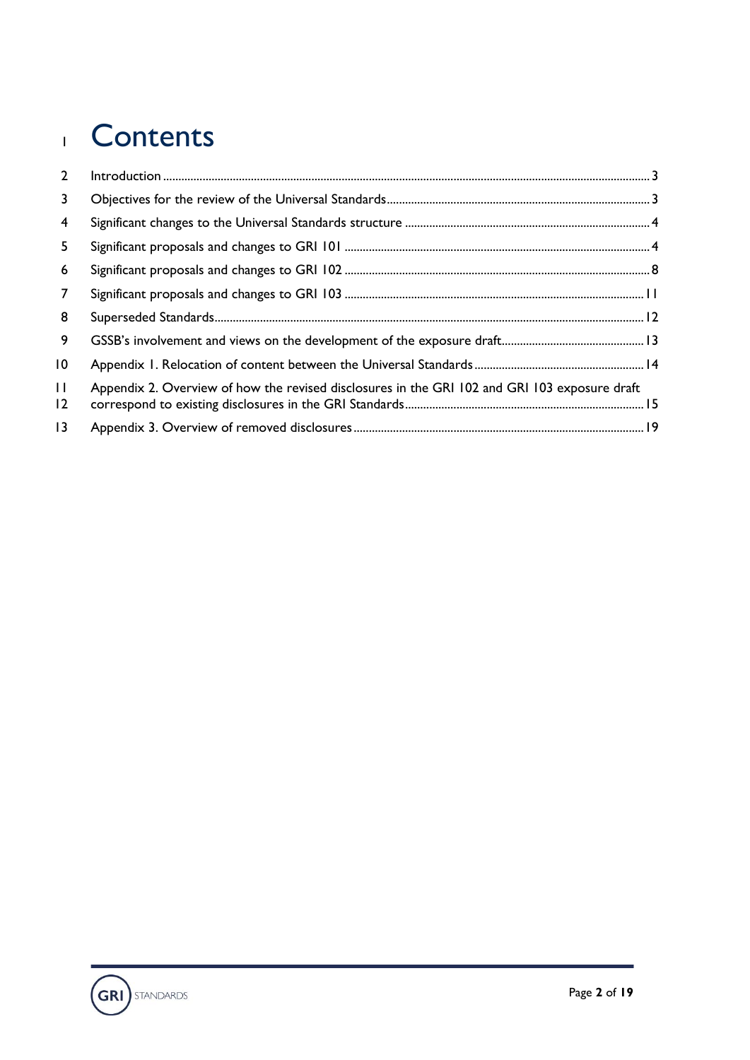# Contents

- Introduction ... 3
- Objectives for the review of the Universal Standards ... 3
- Significant changes to the Universal Standards structure ... 4
- Significant proposals and changes to GRI 101 ... 4
- Significant proposals and changes to GRI 102 ... 8
- Significant proposals and changes to GRI 103 ... 11
- Superseded Standards ... 12
- GSSB's involvement and views on the development of the exposure draft ... 13
- Appendix 1. Relocation of content between the Universal Standards ... 14
- Appendix 2. Overview of how the revised disclosures in the GRI 102 and GRI 103 exposure draft correspond to existing disclosures in the GRI Standards ... 15
- Appendix 3. Overview of removed disclosures ... 19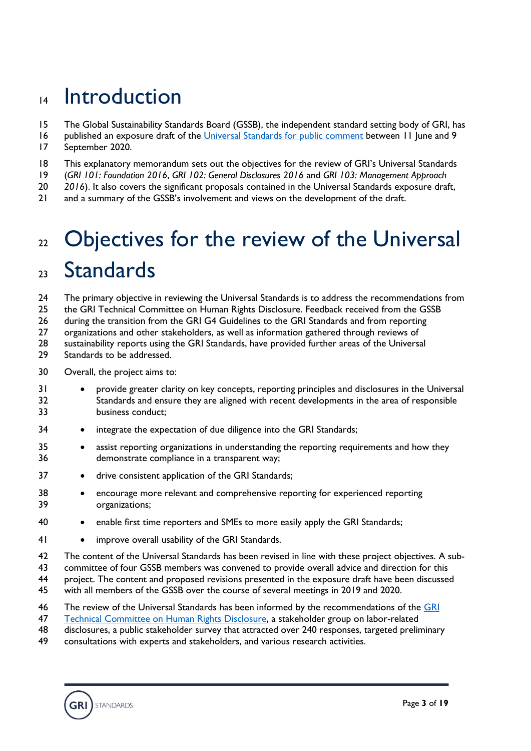# Introduction

The Global Sustainability Standards Board (GSSB), the independent standard setting body of GRI, has published an exposure draft of the [Universal Standards for public comment](#) between 11 June and 9 September 2020.

This explanatory memorandum sets out the objectives for the review of GRI's Universal Standards (*GRI 101: Foundation 2016*, *GRI 102: General Disclosures 2016* and *GRI 103: Management Approach 2016*). It also covers the significant proposals contained in the Universal Standards exposure draft, and a summary of the GSSB's involvement and views on the development of the draft.

# Objectives for the review of the Universal Standards

The primary objective in reviewing the Universal Standards is to address the recommendations from the GRI Technical Committee on Human Rights Disclosure. Feedback received from the GSSB during the transition from the GRI G4 Guidelines to the GRI Standards and from reporting organizations and other stakeholders, as well as information gathered through reviews of sustainability reports using the GRI Standards, have provided further areas of the Universal Standards to be addressed.

Overall, the project aims to:

- provide greater clarity on key concepts, reporting principles and disclosures in the Universal Standards and ensure they are aligned with recent developments in the area of responsible business conduct;
- integrate the expectation of due diligence into the GRI Standards;
- assist reporting organizations in understanding the reporting requirements and how they demonstrate compliance in a transparent way;
- drive consistent application of the GRI Standards;
- encourage more relevant and comprehensive reporting for experienced reporting organizations;
- enable first time reporters and SMEs to more easily apply the GRI Standards;
- improve overall usability of the GRI Standards.

The content of the Universal Standards has been revised in line with these project objectives. A sub-committee of four GSSB members was convened to provide overall advice and direction for this project. The content and proposed revisions presented in the exposure draft have been discussed with all members of the GSSB over the course of several meetings in 2019 and 2020.

The review of the Universal Standards has been informed by the recommendations of the [GRI Technical Committee on Human Rights Disclosure](#), a stakeholder group on labor-related disclosures, a public stakeholder survey that attracted over 240 responses, targeted preliminary consultations with experts and stakeholders, and various research activities.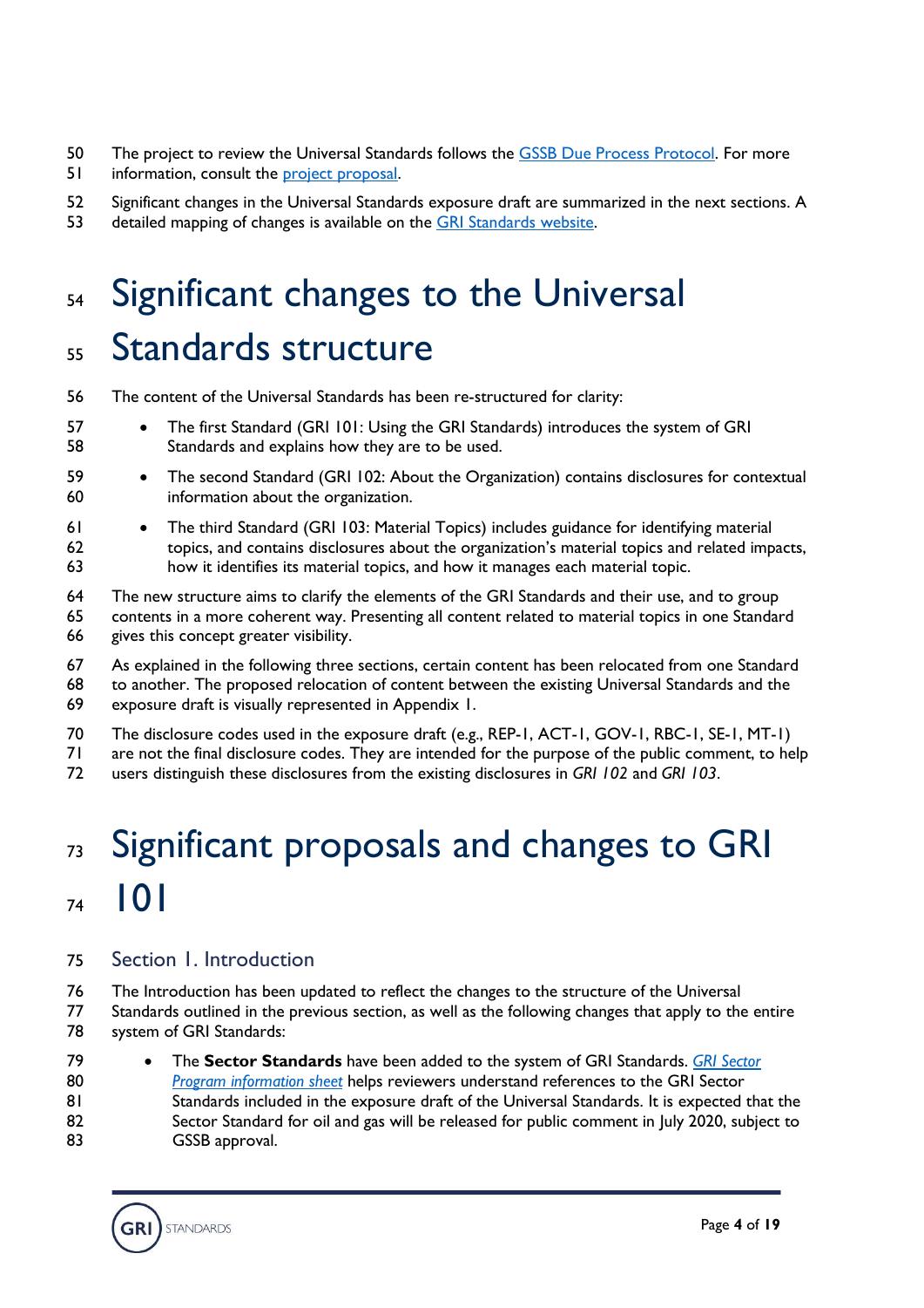The project to review the Universal Standards follows the [GSSB Due Process Protocol](). For more information, consult the [project proposal]().

Significant changes in the Universal Standards exposure draft are summarized in the next sections. A detailed mapping of changes is available on the [GRI Standards website]().

# Significant changes to the Universal Standards structure

The content of the Universal Standards has been re-structured for clarity:

- The first Standard (GRI 101: Using the GRI Standards) introduces the system of GRI Standards and explains how they are to be used.
- The second Standard (GRI 102: About the Organization) contains disclosures for contextual information about the organization.
- The third Standard (GRI 103: Material Topics) includes guidance for identifying material topics, and contains disclosures about the organization's material topics and related impacts, how it identifies its material topics, and how it manages each material topic.

The new structure aims to clarify the elements of the GRI Standards and their use, and to group contents in a more coherent way. Presenting all content related to material topics in one Standard gives this concept greater visibility.

As explained in the following three sections, certain content has been relocated from one Standard to another. The proposed relocation of content between the existing Universal Standards and the exposure draft is visually represented in Appendix 1.

The disclosure codes used in the exposure draft (e.g., REP-1, ACT-1, GOV-1, RBC-1, SE-1, MT-1) are not the final disclosure codes. They are intended for the purpose of the public comment, to help users distinguish these disclosures from the existing disclosures in *GRI 102* and *GRI 103*.

# Significant proposals and changes to GRI 101

## Section 1. Introduction

The Introduction has been updated to reflect the changes to the structure of the Universal Standards outlined in the previous section, as well as the following changes that apply to the entire system of GRI Standards:

- The **Sector Standards** have been added to the system of GRI Standards. [*GRI Sector Program information sheet*]() helps reviewers understand references to the GRI Sector Standards included in the exposure draft of the Universal Standards. It is expected that the Sector Standard for oil and gas will be released for public comment in July 2020, subject to GSSB approval.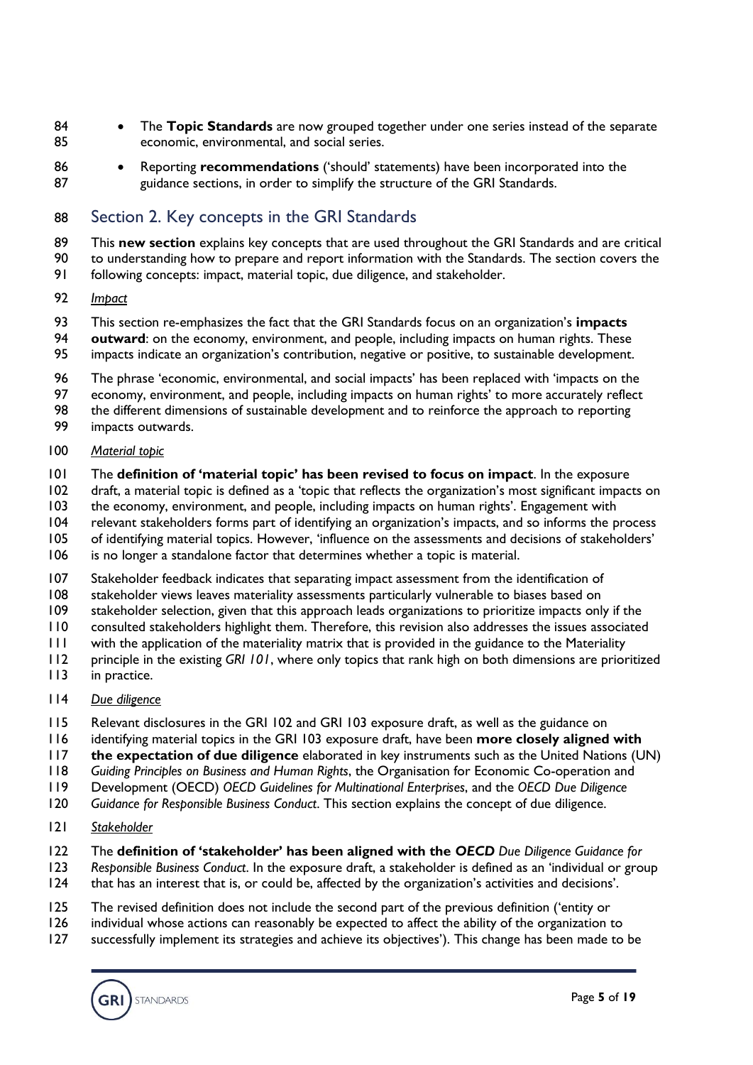- The **Topic Standards** are now grouped together under one series instead of the separate economic, environmental, and social series.
- Reporting **recommendations** ('should' statements) have been incorporated into the guidance sections, in order to simplify the structure of the GRI Standards.

## Section 2. Key concepts in the GRI Standards

This **new section** explains key concepts that are used throughout the GRI Standards and are critical to understanding how to prepare and report information with the Standards. The section covers the following concepts: impact, material topic, due diligence, and stakeholder.

*Impact*

This section re-emphasizes the fact that the GRI Standards focus on an organization's **impacts outward**: on the economy, environment, and people, including impacts on human rights. These impacts indicate an organization's contribution, negative or positive, to sustainable development.

The phrase 'economic, environmental, and social impacts' has been replaced with 'impacts on the economy, environment, and people, including impacts on human rights' to more accurately reflect the different dimensions of sustainable development and to reinforce the approach to reporting impacts outwards.

*Material topic*

The **definition of 'material topic' has been revised to focus on impact**. In the exposure draft, a material topic is defined as a 'topic that reflects the organization's most significant impacts on the economy, environment, and people, including impacts on human rights'. Engagement with relevant stakeholders forms part of identifying an organization's impacts, and so informs the process of identifying material topics. However, 'influence on the assessments and decisions of stakeholders' is no longer a standalone factor that determines whether a topic is material.

Stakeholder feedback indicates that separating impact assessment from the identification of stakeholder views leaves materiality assessments particularly vulnerable to biases based on stakeholder selection, given that this approach leads organizations to prioritize impacts only if the consulted stakeholders highlight them. Therefore, this revision also addresses the issues associated with the application of the materiality matrix that is provided in the guidance to the Materiality principle in the existing *GRI 101*, where only topics that rank high on both dimensions are prioritized in practice.

*Due diligence*

Relevant disclosures in the GRI 102 and GRI 103 exposure draft, as well as the guidance on identifying material topics in the GRI 103 exposure draft, have been **more closely aligned with the expectation of due diligence** elaborated in key instruments such as the United Nations (UN) *Guiding Principles on Business and Human Rights*, the Organisation for Economic Co-operation and Development (OECD) *OECD Guidelines for Multinational Enterprises*, and the *OECD Due Diligence Guidance for Responsible Business Conduct*. This section explains the concept of due diligence.

*Stakeholder*

The **definition of 'stakeholder' has been aligned with the *OECD*** *Due Diligence Guidance for Responsible Business Conduct*. In the exposure draft, a stakeholder is defined as an 'individual or group that has an interest that is, or could be, affected by the organization's activities and decisions'.

The revised definition does not include the second part of the previous definition ('entity or individual whose actions can reasonably be expected to affect the ability of the organization to successfully implement its strategies and achieve its objectives'). This change has been made to be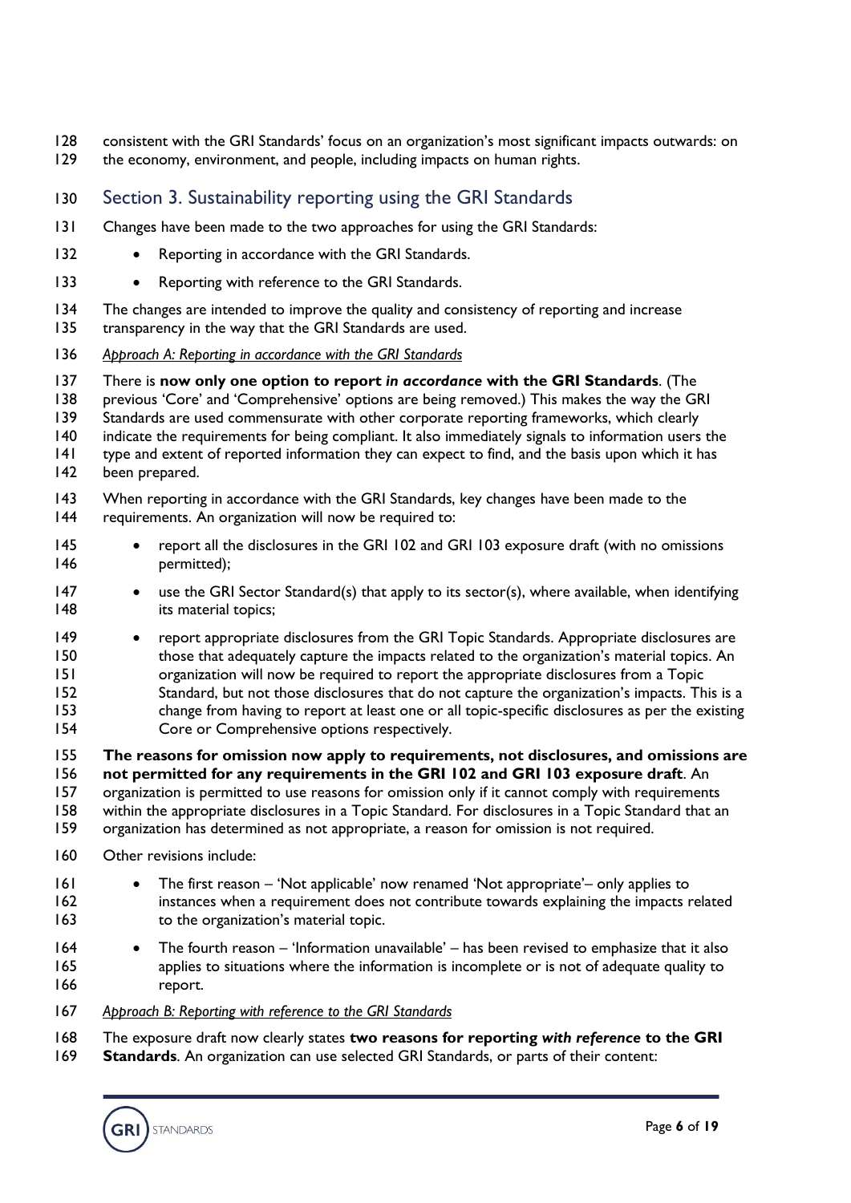consistent with the GRI Standards' focus on an organization's most significant impacts outwards: on the economy, environment, and people, including impacts on human rights.

## Section 3. Sustainability reporting using the GRI Standards

Changes have been made to the two approaches for using the GRI Standards:

- Reporting in accordance with the GRI Standards.
- Reporting with reference to the GRI Standards.

The changes are intended to improve the quality and consistency of reporting and increase transparency in the way that the GRI Standards are used.

*Approach A: Reporting in accordance with the GRI Standards*

There is **now only one option to report *in accordance* with the GRI Standards**. (The previous 'Core' and 'Comprehensive' options are being removed.) This makes the way the GRI Standards are used commensurate with other corporate reporting frameworks, which clearly indicate the requirements for being compliant. It also immediately signals to information users the type and extent of reported information they can expect to find, and the basis upon which it has been prepared.

When reporting in accordance with the GRI Standards, key changes have been made to the requirements. An organization will now be required to:

- report all the disclosures in the GRI 102 and GRI 103 exposure draft (with no omissions permitted);
- use the GRI Sector Standard(s) that apply to its sector(s), where available, when identifying its material topics;
- report appropriate disclosures from the GRI Topic Standards. Appropriate disclosures are those that adequately capture the impacts related to the organization's material topics. An organization will now be required to report the appropriate disclosures from a Topic Standard, but not those disclosures that do not capture the organization's impacts. This is a change from having to report at least one or all topic-specific disclosures as per the existing Core or Comprehensive options respectively.

**The reasons for omission now apply to requirements, not disclosures, and omissions are not permitted for any requirements in the GRI 102 and GRI 103 exposure draft**. An organization is permitted to use reasons for omission only if it cannot comply with requirements within the appropriate disclosures in a Topic Standard. For disclosures in a Topic Standard that an organization has determined as not appropriate, a reason for omission is not required.

Other revisions include:

- The first reason – 'Not applicable' now renamed 'Not appropriate'– only applies to instances when a requirement does not contribute towards explaining the impacts related to the organization's material topic.
- The fourth reason – 'Information unavailable' – has been revised to emphasize that it also applies to situations where the information is incomplete or is not of adequate quality to report.

*Approach B: Reporting with reference to the GRI Standards*

The exposure draft now clearly states **two reasons for reporting *with reference* to the GRI Standards**. An organization can use selected GRI Standards, or parts of their content: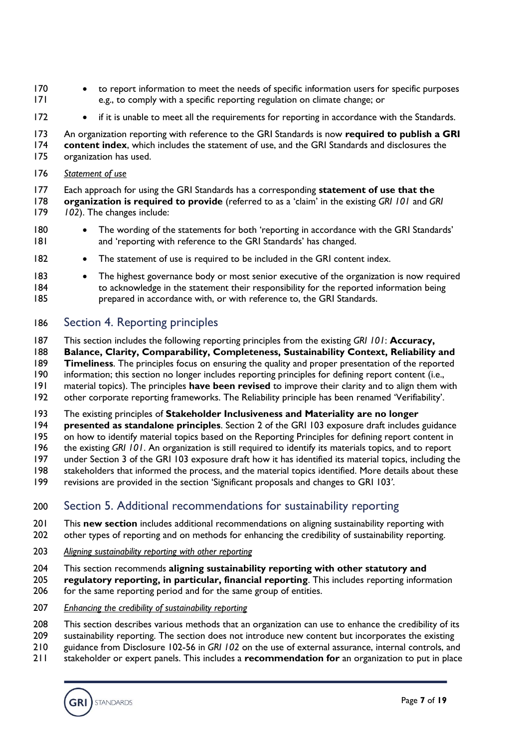- to report information to meet the needs of specific information users for specific purposes e.g., to comply with a specific reporting regulation on climate change; or
- if it is unable to meet all the requirements for reporting in accordance with the Standards.

An organization reporting with reference to the GRI Standards is now **required to publish a GRI content index**, which includes the statement of use, and the GRI Standards and disclosures the organization has used.

*Statement of use*

Each approach for using the GRI Standards has a corresponding **statement of use that the organization is required to provide** (referred to as a 'claim' in the existing *GRI 101* and *GRI 102*). The changes include:

- The wording of the statements for both 'reporting in accordance with the GRI Standards' and 'reporting with reference to the GRI Standards' has changed.
- The statement of use is required to be included in the GRI content index.
- The highest governance body or most senior executive of the organization is now required to acknowledge in the statement their responsibility for the reported information being prepared in accordance with, or with reference to, the GRI Standards.

## Section 4. Reporting principles

This section includes the following reporting principles from the existing *GRI 101*: **Accuracy, Balance, Clarity, Comparability, Completeness, Sustainability Context, Reliability and Timeliness**. The principles focus on ensuring the quality and proper presentation of the reported information; this section no longer includes reporting principles for defining report content (i.e., material topics). The principles **have been revised** to improve their clarity and to align them with other corporate reporting frameworks. The Reliability principle has been renamed 'Verifiability'.

The existing principles of **Stakeholder Inclusiveness and Materiality are no longer presented as standalone principles**. Section 2 of the GRI 103 exposure draft includes guidance on how to identify material topics based on the Reporting Principles for defining report content in the existing *GRI 101*. An organization is still required to identify its materials topics, and to report under Section 3 of the GRI 103 exposure draft how it has identified its material topics, including the stakeholders that informed the process, and the material topics identified. More details about these revisions are provided in the section 'Significant proposals and changes to GRI 103'.

## Section 5. Additional recommendations for sustainability reporting

This **new section** includes additional recommendations on aligning sustainability reporting with other types of reporting and on methods for enhancing the credibility of sustainability reporting.

*Aligning sustainability reporting with other reporting*

This section recommends **aligning sustainability reporting with other statutory and regulatory reporting, in particular, financial reporting**. This includes reporting information for the same reporting period and for the same group of entities.

*Enhancing the credibility of sustainability reporting*

This section describes various methods that an organization can use to enhance the credibility of its sustainability reporting. The section does not introduce new content but incorporates the existing guidance from Disclosure 102-56 in *GRI 102* on the use of external assurance, internal controls, and stakeholder or expert panels. This includes a **recommendation for** an organization to put in place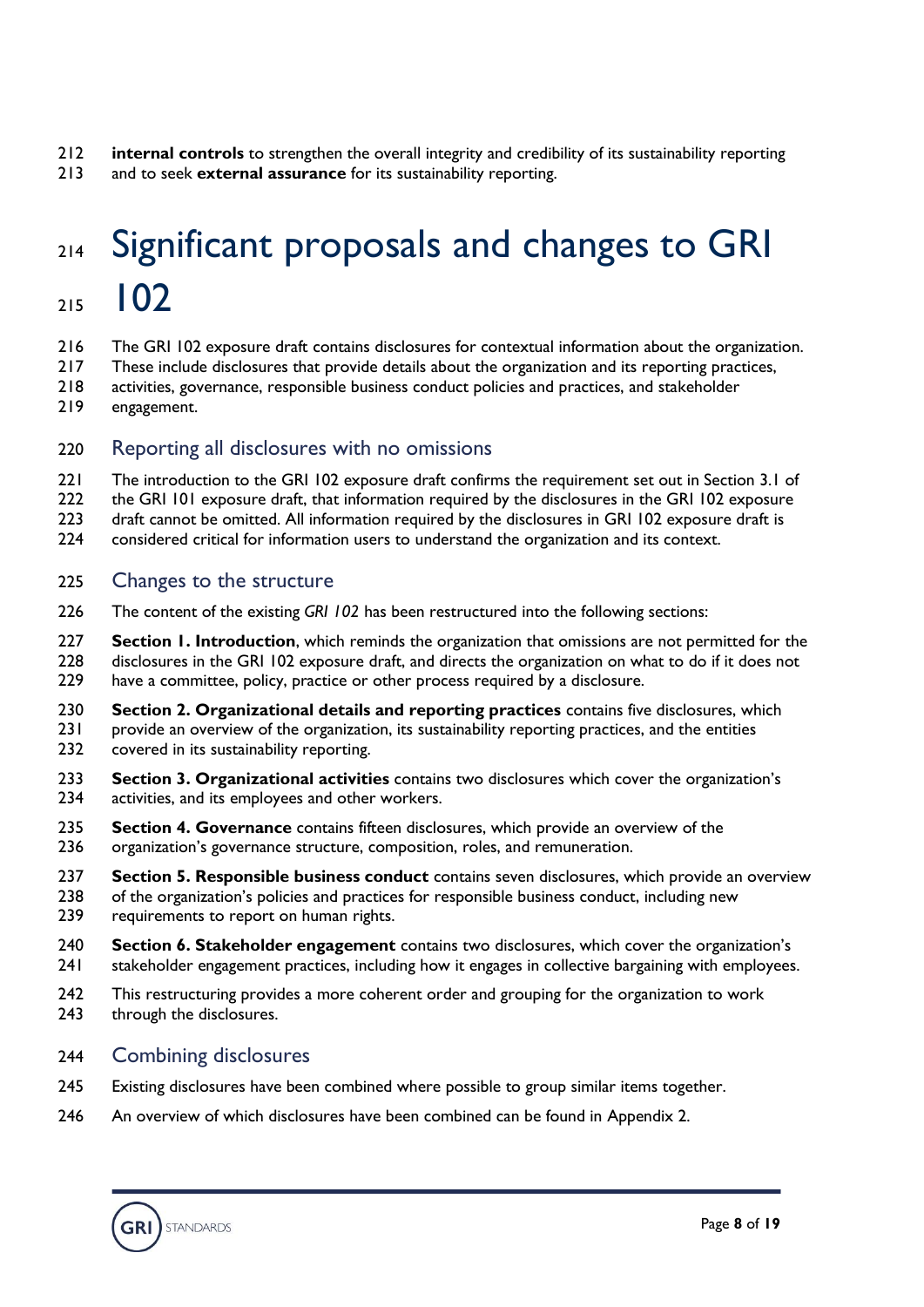**internal controls** to strengthen the overall integrity and credibility of its sustainability reporting and to seek **external assurance** for its sustainability reporting.

# Significant proposals and changes to GRI 102

The GRI 102 exposure draft contains disclosures for contextual information about the organization. These include disclosures that provide details about the organization and its reporting practices, activities, governance, responsible business conduct policies and practices, and stakeholder engagement.

## Reporting all disclosures with no omissions

The introduction to the GRI 102 exposure draft confirms the requirement set out in Section 3.1 of the GRI 101 exposure draft, that information required by the disclosures in the GRI 102 exposure draft cannot be omitted. All information required by the disclosures in GRI 102 exposure draft is considered critical for information users to understand the organization and its context.

## Changes to the structure

The content of the existing *GRI 102* has been restructured into the following sections:

**Section 1. Introduction**, which reminds the organization that omissions are not permitted for the disclosures in the GRI 102 exposure draft, and directs the organization on what to do if it does not have a committee, policy, practice or other process required by a disclosure.

**Section 2. Organizational details and reporting practices** contains five disclosures, which provide an overview of the organization, its sustainability reporting practices, and the entities covered in its sustainability reporting.

**Section 3. Organizational activities** contains two disclosures which cover the organization's activities, and its employees and other workers.

**Section 4. Governance** contains fifteen disclosures, which provide an overview of the organization's governance structure, composition, roles, and remuneration.

**Section 5. Responsible business conduct** contains seven disclosures, which provide an overview of the organization's policies and practices for responsible business conduct, including new requirements to report on human rights.

**Section 6. Stakeholder engagement** contains two disclosures, which cover the organization's stakeholder engagement practices, including how it engages in collective bargaining with employees.

This restructuring provides a more coherent order and grouping for the organization to work through the disclosures.

## Combining disclosures

Existing disclosures have been combined where possible to group similar items together.

An overview of which disclosures have been combined can be found in Appendix 2.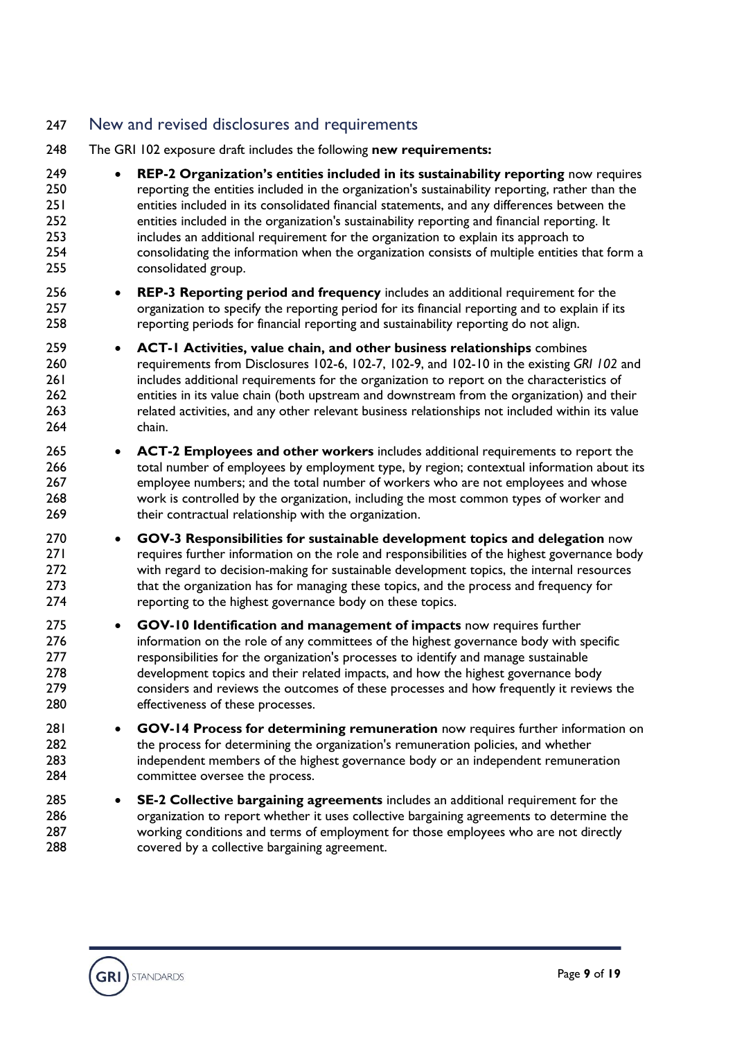## New and revised disclosures and requirements

The GRI 102 exposure draft includes the following **new requirements:**

- **REP-2 Organization's entities included in its sustainability reporting** now requires reporting the entities included in the organization's sustainability reporting, rather than the entities included in its consolidated financial statements, and any differences between the entities included in the organization's sustainability reporting and financial reporting. It includes an additional requirement for the organization to explain its approach to consolidating the information when the organization consists of multiple entities that form a consolidated group.
- **REP-3 Reporting period and frequency** includes an additional requirement for the organization to specify the reporting period for its financial reporting and to explain if its reporting periods for financial reporting and sustainability reporting do not align.
- **ACT-1 Activities, value chain, and other business relationships** combines requirements from Disclosures 102-6, 102-7, 102-9, and 102-10 in the existing *GRI 102* and includes additional requirements for the organization to report on the characteristics of entities in its value chain (both upstream and downstream from the organization) and their related activities, and any other relevant business relationships not included within its value chain.
- **ACT-2 Employees and other workers** includes additional requirements to report the total number of employees by employment type, by region; contextual information about its employee numbers; and the total number of workers who are not employees and whose work is controlled by the organization, including the most common types of worker and their contractual relationship with the organization.
- **GOV-3 Responsibilities for sustainable development topics and delegation** now requires further information on the role and responsibilities of the highest governance body with regard to decision-making for sustainable development topics, the internal resources that the organization has for managing these topics, and the process and frequency for reporting to the highest governance body on these topics.
- **GOV-10 Identification and management of impacts** now requires further information on the role of any committees of the highest governance body with specific responsibilities for the organization's processes to identify and manage sustainable development topics and their related impacts, and how the highest governance body considers and reviews the outcomes of these processes and how frequently it reviews the effectiveness of these processes.
- **GOV-14 Process for determining remuneration** now requires further information on the process for determining the organization's remuneration policies, and whether independent members of the highest governance body or an independent remuneration committee oversee the process.
- **SE-2 Collective bargaining agreements** includes an additional requirement for the organization to report whether it uses collective bargaining agreements to determine the working conditions and terms of employment for those employees who are not directly covered by a collective bargaining agreement.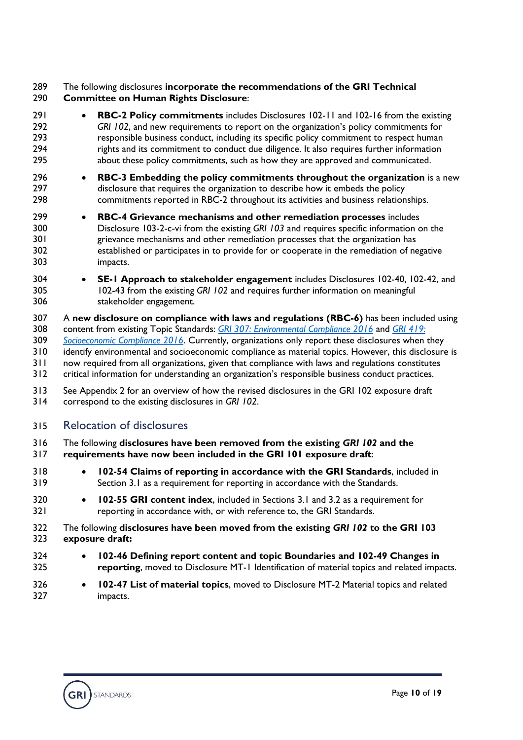The following disclosures **incorporate the recommendations of the GRI Technical Committee on Human Rights Disclosure**:

- **RBC-2 Policy commitments** includes Disclosures 102-11 and 102-16 from the existing *GRI 102*, and new requirements to report on the organization's policy commitments for responsible business conduct, including its specific policy commitment to respect human rights and its commitment to conduct due diligence. It also requires further information about these policy commitments, such as how they are approved and communicated.
- **RBC-3 Embedding the policy commitments throughout the organization** is a new disclosure that requires the organization to describe how it embeds the policy commitments reported in RBC-2 throughout its activities and business relationships.
- **RBC-4 Grievance mechanisms and other remediation processes** includes Disclosure 103-2-c-vi from the existing *GRI 103* and requires specific information on the grievance mechanisms and other remediation processes that the organization has established or participates in to provide for or cooperate in the remediation of negative impacts.
- **SE-1 Approach to stakeholder engagement** includes Disclosures 102-40, 102-42, and 102-43 from the existing *GRI 102* and requires further information on meaningful stakeholder engagement.

A **new disclosure on compliance with laws and regulations (RBC-6)** has been included using content from existing Topic Standards: *GRI 307: Environmental Compliance 2016* and *GRI 419: Socioeconomic Compliance 2016*. Currently, organizations only report these disclosures when they identify environmental and socioeconomic compliance as material topics. However, this disclosure is now required from all organizations, given that compliance with laws and regulations constitutes critical information for understanding an organization's responsible business conduct practices.

See Appendix 2 for an overview of how the revised disclosures in the GRI 102 exposure draft correspond to the existing disclosures in *GRI 102*.

## Relocation of disclosures

The following **disclosures have been removed from the existing *GRI 102* and the requirements have now been included in the GRI 101 exposure draft**:

- **102-54 Claims of reporting in accordance with the GRI Standards**, included in Section 3.1 as a requirement for reporting in accordance with the Standards.
- **102-55 GRI content index**, included in Sections 3.1 and 3.2 as a requirement for reporting in accordance with, or with reference to, the GRI Standards.

The following **disclosures have been moved from the existing *GRI 102* to the GRI 103 exposure draft:**

- **102-46 Defining report content and topic Boundaries and 102-49 Changes in reporting**, moved to Disclosure MT-1 Identification of material topics and related impacts.
- **102-47 List of material topics**, moved to Disclosure MT-2 Material topics and related impacts.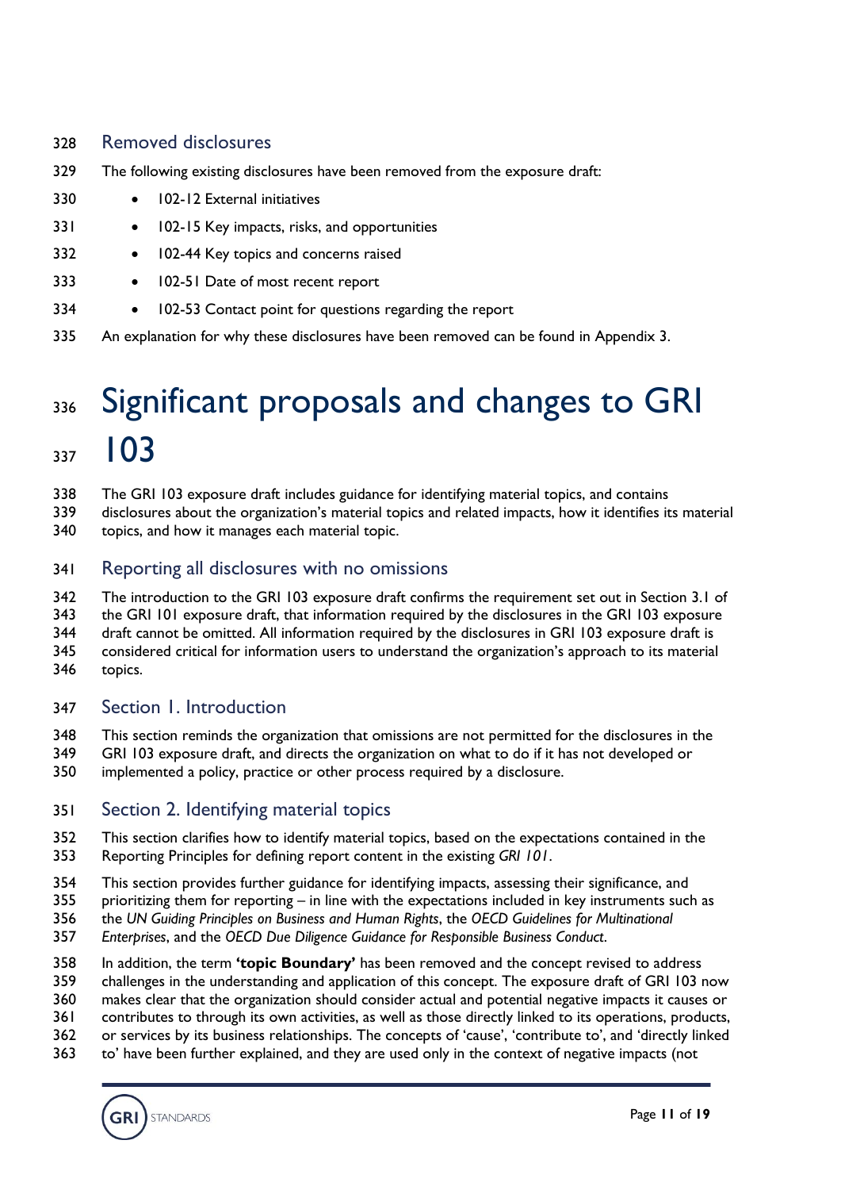## Removed disclosures

The following existing disclosures have been removed from the exposure draft:

- 102-12 External initiatives
- 102-15 Key impacts, risks, and opportunities
- 102-44 Key topics and concerns raised
- 102-51 Date of most recent report
- 102-53 Contact point for questions regarding the report

An explanation for why these disclosures have been removed can be found in Appendix 3.

# Significant proposals and changes to GRI 103

The GRI 103 exposure draft includes guidance for identifying material topics, and contains disclosures about the organization's material topics and related impacts, how it identifies its material topics, and how it manages each material topic.

## Reporting all disclosures with no omissions

The introduction to the GRI 103 exposure draft confirms the requirement set out in Section 3.1 of the GRI 101 exposure draft, that information required by the disclosures in the GRI 103 exposure draft cannot be omitted. All information required by the disclosures in GRI 103 exposure draft is considered critical for information users to understand the organization's approach to its material topics.

## Section 1. Introduction

This section reminds the organization that omissions are not permitted for the disclosures in the GRI 103 exposure draft, and directs the organization on what to do if it has not developed or implemented a policy, practice or other process required by a disclosure.

## Section 2. Identifying material topics

This section clarifies how to identify material topics, based on the expectations contained in the Reporting Principles for defining report content in the existing *GRI 101*.

This section provides further guidance for identifying impacts, assessing their significance, and prioritizing them for reporting – in line with the expectations included in key instruments such as the *UN Guiding Principles on Business and Human Rights*, the *OECD Guidelines for Multinational Enterprises*, and the *OECD Due Diligence Guidance for Responsible Business Conduct*.

In addition, the term **'topic Boundary'** has been removed and the concept revised to address challenges in the understanding and application of this concept. The exposure draft of GRI 103 now makes clear that the organization should consider actual and potential negative impacts it causes or contributes to through its own activities, as well as those directly linked to its operations, products, or services by its business relationships. The concepts of 'cause', 'contribute to', and 'directly linked to' have been further explained, and they are used only in the context of negative impacts (not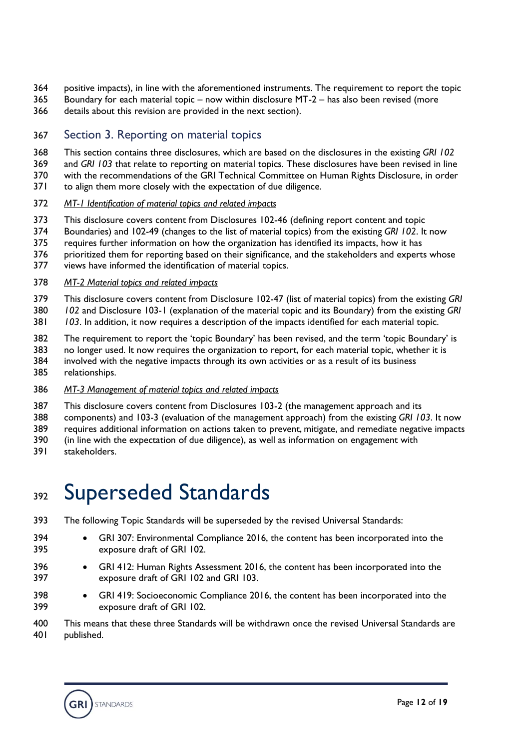positive impacts), in line with the aforementioned instruments. The requirement to report the topic Boundary for each material topic – now within disclosure MT-2 – has also been revised (more details about this revision are provided in the next section).

## Section 3. Reporting on material topics

This section contains three disclosures, which are based on the disclosures in the existing *GRI 102* and *GRI 103* that relate to reporting on material topics. These disclosures have been revised in line with the recommendations of the GRI Technical Committee on Human Rights Disclosure, in order to align them more closely with the expectation of due diligence.

*MT-1 Identification of material topics and related impacts*

This disclosure covers content from Disclosures 102-46 (defining report content and topic Boundaries) and 102-49 (changes to the list of material topics) from the existing *GRI 102*. It now requires further information on how the organization has identified its impacts, how it has prioritized them for reporting based on their significance, and the stakeholders and experts whose views have informed the identification of material topics.

*MT-2 Material topics and related impacts*

This disclosure covers content from Disclosure 102-47 (list of material topics) from the existing *GRI 102* and Disclosure 103-1 (explanation of the material topic and its Boundary) from the existing *GRI 103*. In addition, it now requires a description of the impacts identified for each material topic.

The requirement to report the 'topic Boundary' has been revised, and the term 'topic Boundary' is no longer used. It now requires the organization to report, for each material topic, whether it is involved with the negative impacts through its own activities or as a result of its business relationships.

*MT-3 Management of material topics and related impacts*

This disclosure covers content from Disclosures 103-2 (the management approach and its components) and 103-3 (evaluation of the management approach) from the existing *GRI 103*. It now requires additional information on actions taken to prevent, mitigate, and remediate negative impacts (in line with the expectation of due diligence), as well as information on engagement with stakeholders.

# Superseded Standards

The following Topic Standards will be superseded by the revised Universal Standards:

- GRI 307: Environmental Compliance 2016, the content has been incorporated into the exposure draft of GRI 102.
- GRI 412: Human Rights Assessment 2016, the content has been incorporated into the exposure draft of GRI 102 and GRI 103.
- GRI 419: Socioeconomic Compliance 2016, the content has been incorporated into the exposure draft of GRI 102.

This means that these three Standards will be withdrawn once the revised Universal Standards are published.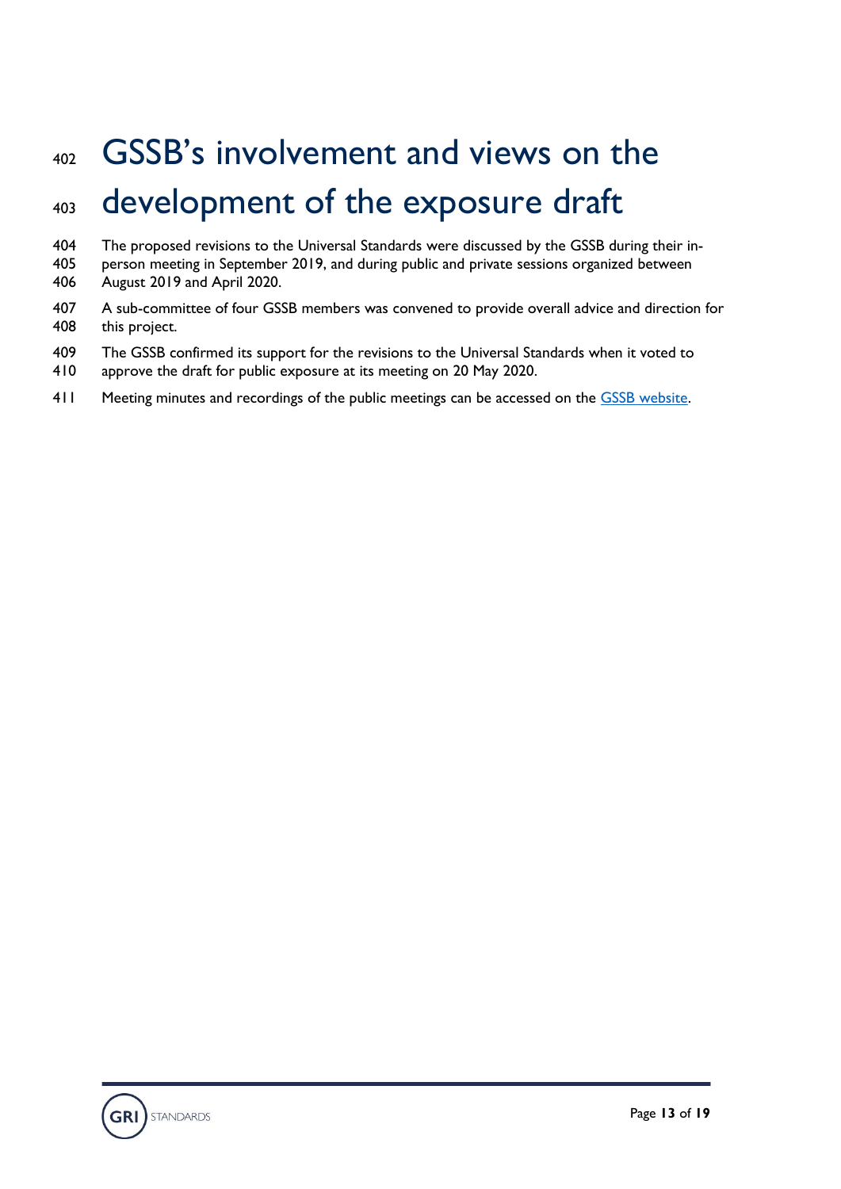# GSSB's involvement and views on the development of the exposure draft

The proposed revisions to the Universal Standards were discussed by the GSSB during their in-person meeting in September 2019, and during public and private sessions organized between August 2019 and April 2020.

A sub-committee of four GSSB members was convened to provide overall advice and direction for this project.

The GSSB confirmed its support for the revisions to the Universal Standards when it voted to approve the draft for public exposure at its meeting on 20 May 2020.

Meeting minutes and recordings of the public meetings can be accessed on the GSSB website.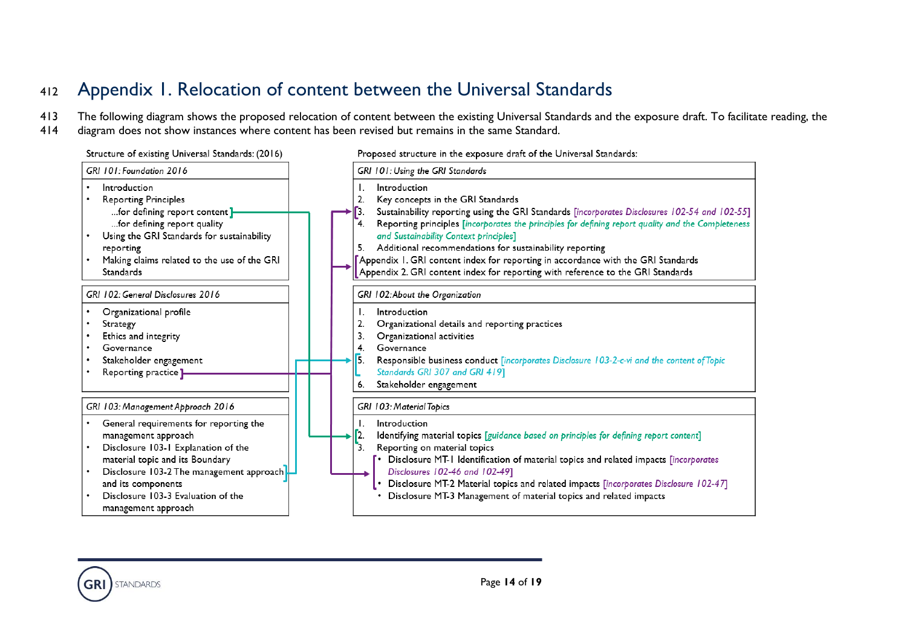# Appendix 1. Relocation of content between the Universal Standards

The following diagram shows the proposed relocation of content between the existing Universal Standards and the exposure draft. To facilitate reading, the diagram does not show instances where content has been revised but remains in the same Standard.

Structure of existing Universal Standards: (2016)

*GRI 101: Foundation 2016*

- Introduction
- Reporting Principles
  - …for defining report content
  - …for defining report quality
- Using the GRI Standards for sustainability reporting
- Making claims related to the use of the GRI Standards

*GRI 102: General Disclosures 2016*

- Organizational profile
- Strategy
- Ethics and integrity
- Governance
- Stakeholder engagement
- Reporting practice

*GRI 103: Management Approach 2016*

- General requirements for reporting the management approach
- Disclosure 103-1 Explanation of the material topic and its Boundary
- Disclosure 103-2 The management approach and its components
- Disclosure 103-3 Evaluation of the management approach

Proposed structure in the exposure draft of the Universal Standards:

*GRI 101: Using the GRI Standards*

1. Introduction
2. Key concepts in the GRI Standards
3. Sustainability reporting using the GRI Standards [*incorporates Disclosures 102-54 and 102-55*]
4. Reporting principles [*incorporates the principles for defining report quality and the Completeness and Sustainability Context principles*]
5. Additional recommendations for sustainability reporting

Appendix 1. GRI content index for reporting in accordance with the GRI Standards
Appendix 2. GRI content index for reporting with reference to the GRI Standards

*GRI 102: About the Organization*

1. Introduction
2. Organizational details and reporting practices
3. Organizational activities
4. Governance
5. Responsible business conduct [*incorporates Disclosure 103-2-c-vi and the content of Topic Standards GRI 307 and GRI 419*]
6. Stakeholder engagement

*GRI 103: Material Topics*

1. Introduction
2. Identifying material topics [*guidance based on principles for defining report content*]
3. Reporting on material topics
   - Disclosure MT-1 Identification of material topics and related impacts [*incorporates Disclosures 102-46 and 102-49*]
   - Disclosure MT-2 Material topics and related impacts [*incorporates Disclosure 102-47*]
   - Disclosure MT-3 Management of material topics and related impacts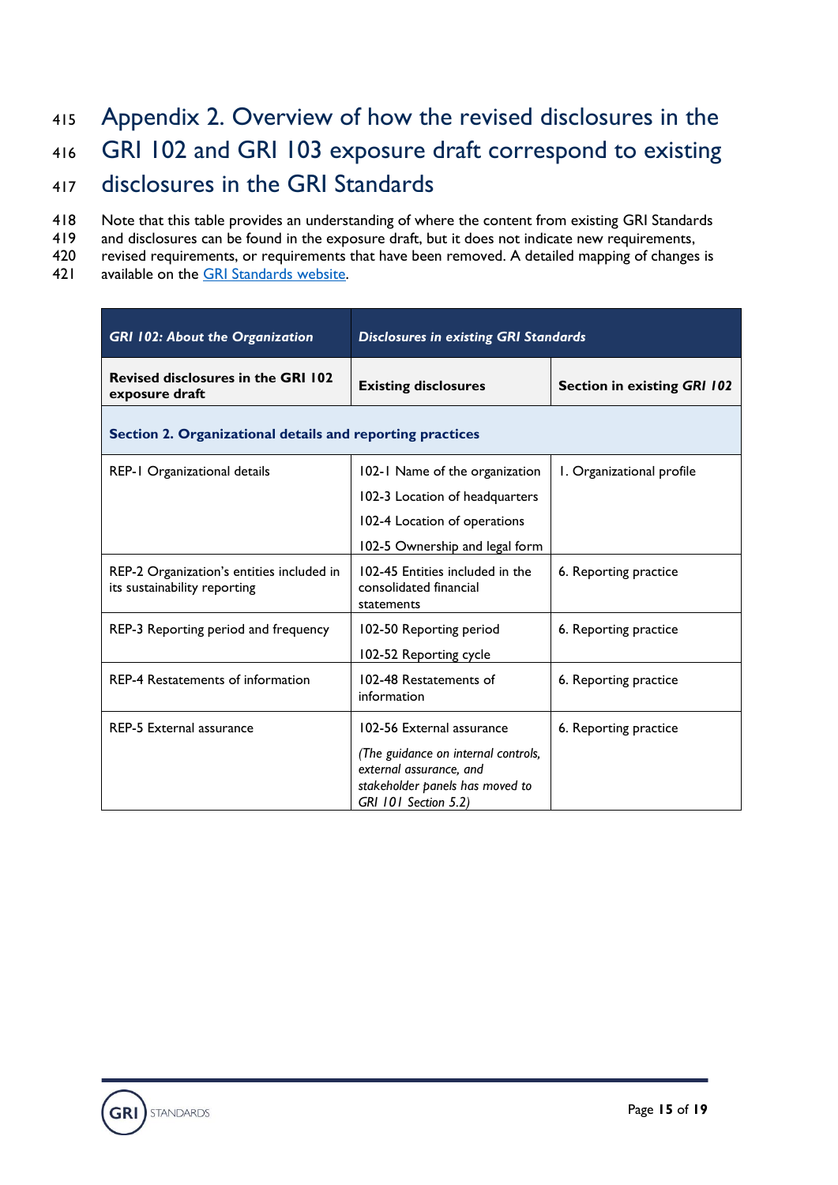# Appendix 2. Overview of how the revised disclosures in the GRI 102 and GRI 103 exposure draft correspond to existing disclosures in the GRI Standards

Note that this table provides an understanding of where the content from existing GRI Standards and disclosures can be found in the exposure draft, but it does not indicate new requirements, revised requirements, or requirements that have been removed. A detailed mapping of changes is available on the GRI Standards website.

| *GRI 102: About the Organization* | *Disclosures in existing GRI Standards* | |
|---|---|---|
| **Revised disclosures in the GRI 102 exposure draft** | **Existing disclosures** | **Section in existing *GRI 102*** |
| **Section 2. Organizational details and reporting practices** | | |
| REP-1 Organizational details | 102-1 Name of the organization<br>102-3 Location of headquarters<br>102-4 Location of operations<br>102-5 Ownership and legal form | 1. Organizational profile |
| REP-2 Organization's entities included in its sustainability reporting | 102-45 Entities included in the consolidated financial statements | 6. Reporting practice |
| REP-3 Reporting period and frequency | 102-50 Reporting period<br>102-52 Reporting cycle | 6. Reporting practice |
| REP-4 Restatements of information | 102-48 Restatements of information | 6. Reporting practice |
| REP-5 External assurance | 102-56 External assurance<br>*(The guidance on internal controls, external assurance, and stakeholder panels has moved to GRI 101 Section 5.2)* | 6. Reporting practice |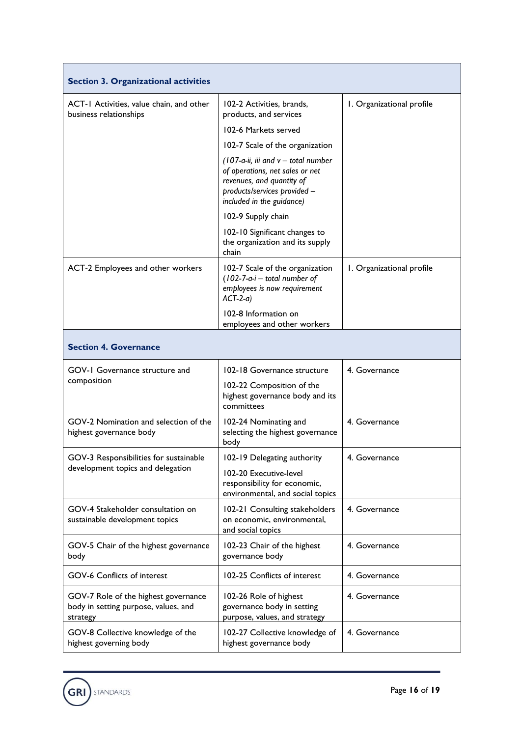| **Section 3. Organizational activities** | | |
|---|---|---|
| ACT-1 Activities, value chain, and other business relationships | 102-2 Activities, brands, products, and services<br>102-6 Markets served<br>102-7 Scale of the organization<br>*(107-a-ii, iii and v – total number of operations, net sales or net revenues, and quantity of products/services provided – included in the guidance)*<br>102-9 Supply chain<br>102-10 Significant changes to the organization and its supply chain | 1. Organizational profile |
| ACT-2 Employees and other workers | 102-7 Scale of the organization *(102-7-a-i – total number of employees is now requirement ACT-2-a)*<br>102-8 Information on employees and other workers | 1. Organizational profile |
| **Section 4. Governance** | | |
| GOV-1 Governance structure and composition | 102-18 Governance structure<br>102-22 Composition of the highest governance body and its committees | 4. Governance |
| GOV-2 Nomination and selection of the highest governance body | 102-24 Nominating and selecting the highest governance body | 4. Governance |
| GOV-3 Responsibilities for sustainable development topics and delegation | 102-19 Delegating authority<br>102-20 Executive-level responsibility for economic, environmental, and social topics | 4. Governance |
| GOV-4 Stakeholder consultation on sustainable development topics | 102-21 Consulting stakeholders on economic, environmental, and social topics | 4. Governance |
| GOV-5 Chair of the highest governance body | 102-23 Chair of the highest governance body | 4. Governance |
| GOV-6 Conflicts of interest | 102-25 Conflicts of interest | 4. Governance |
| GOV-7 Role of the highest governance body in setting purpose, values, and strategy | 102-26 Role of highest governance body in setting purpose, values, and strategy | 4. Governance |
| GOV-8 Collective knowledge of the highest governing body | 102-27 Collective knowledge of highest governance body | 4. Governance |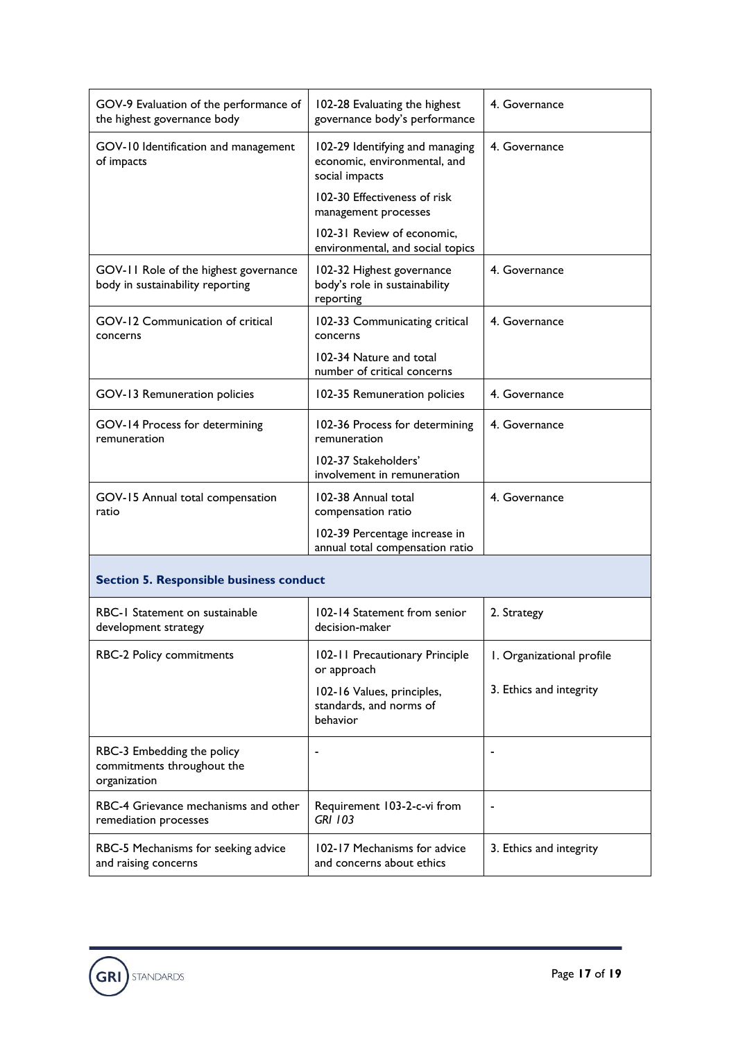| | | |
|---|---|---|
| GOV-9 Evaluation of the performance of the highest governance body | 102-28 Evaluating the highest governance body's performance | 4. Governance |
| GOV-10 Identification and management of impacts | 102-29 Identifying and managing economic, environmental, and social impacts<br>102-30 Effectiveness of risk management processes<br>102-31 Review of economic, environmental, and social topics | 4. Governance |
| GOV-11 Role of the highest governance body in sustainability reporting | 102-32 Highest governance body's role in sustainability reporting | 4. Governance |
| GOV-12 Communication of critical concerns | 102-33 Communicating critical concerns<br>102-34 Nature and total number of critical concerns | 4. Governance |
| GOV-13 Remuneration policies | 102-35 Remuneration policies | 4. Governance |
| GOV-14 Process for determining remuneration | 102-36 Process for determining remuneration<br>102-37 Stakeholders' involvement in remuneration | 4. Governance |
| GOV-15 Annual total compensation ratio | 102-38 Annual total compensation ratio<br>102-39 Percentage increase in annual total compensation ratio | 4. Governance |
| **Section 5. Responsible business conduct** | | |
| RBC-1 Statement on sustainable development strategy | 102-14 Statement from senior decision-maker | 2. Strategy |
| RBC-2 Policy commitments | 102-11 Precautionary Principle or approach<br>102-16 Values, principles, standards, and norms of behavior | 1. Organizational profile<br>3. Ethics and integrity |
| RBC-3 Embedding the policy commitments throughout the organization | - | - |
| RBC-4 Grievance mechanisms and other remediation processes | Requirement 103-2-c-vi from *GRI 103* | - |
| RBC-5 Mechanisms for seeking advice and raising concerns | 102-17 Mechanisms for advice and concerns about ethics | 3. Ethics and integrity |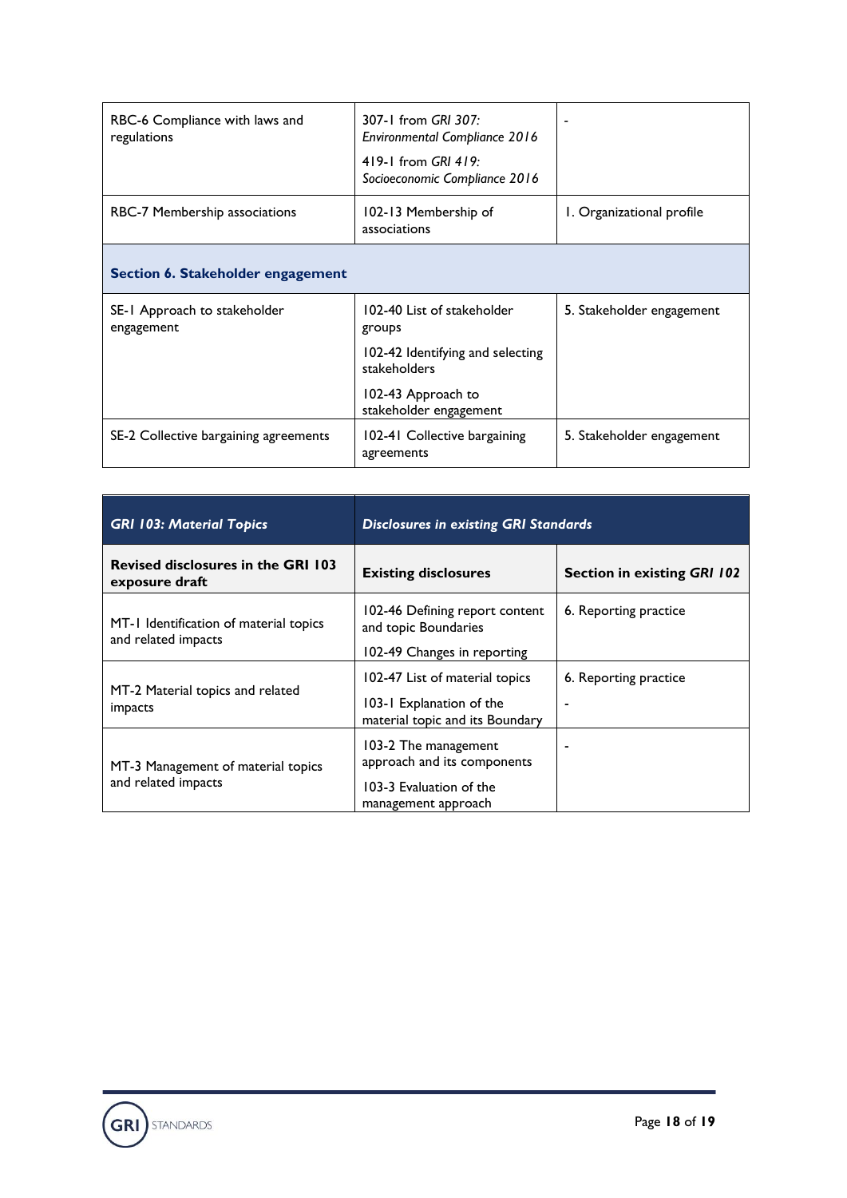| | | |
|---|---|---|
| RBC-6 Compliance with laws and regulations | 307-1 from *GRI 307: Environmental Compliance 2016*<br>419-1 from *GRI 419: Socioeconomic Compliance 2016* | - |
| RBC-7 Membership associations | 102-13 Membership of associations | 1. Organizational profile |
| **Section 6. Stakeholder engagement** | | |
| SE-1 Approach to stakeholder engagement | 102-40 List of stakeholder groups<br>102-42 Identifying and selecting stakeholders<br>102-43 Approach to stakeholder engagement | 5. Stakeholder engagement |
| SE-2 Collective bargaining agreements | 102-41 Collective bargaining agreements | 5. Stakeholder engagement |

| ***GRI 103: Material Topics*** | ***Disclosures in existing GRI Standards*** | |
|---|---|---|
| **Revised disclosures in the GRI 103 exposure draft** | **Existing disclosures** | **Section in existing *GRI 102*** |
| MT-1 Identification of material topics and related impacts | 102-46 Defining report content and topic Boundaries<br>102-49 Changes in reporting | 6. Reporting practice |
| MT-2 Material topics and related impacts | 102-47 List of material topics<br>103-1 Explanation of the material topic and its Boundary | 6. Reporting practice<br>- |
| MT-3 Management of material topics and related impacts | 103-2 The management approach and its components<br>103-3 Evaluation of the management approach | - |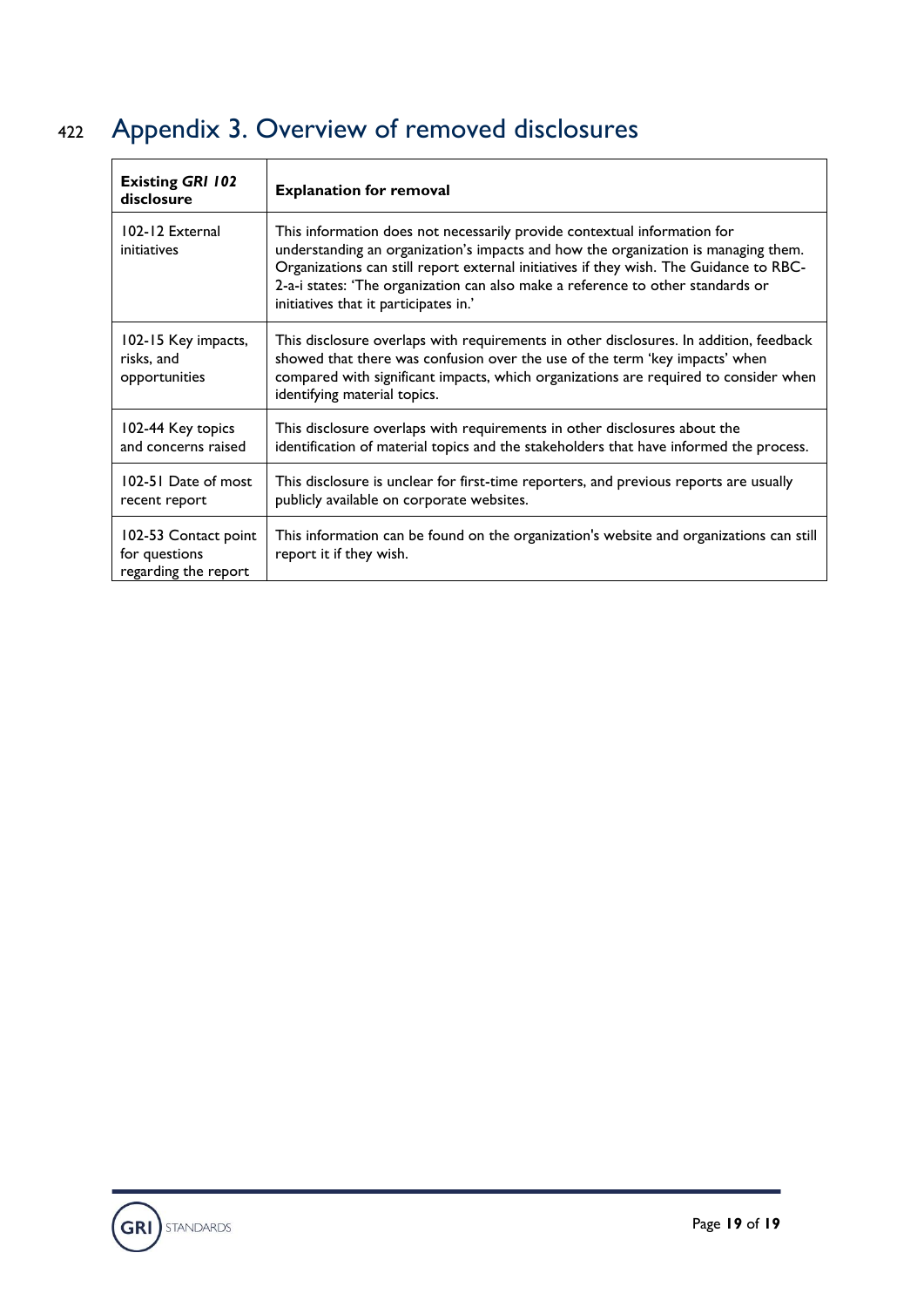# 422 Appendix 3. Overview of removed disclosures

| **Existing *GRI 102* disclosure** | **Explanation for removal** |
|---|---|
| 102-12 External initiatives | This information does not necessarily provide contextual information for understanding an organization's impacts and how the organization is managing them. Organizations can still report external initiatives if they wish. The Guidance to RBC-2-a-i states: 'The organization can also make a reference to other standards or initiatives that it participates in.' |
| 102-15 Key impacts, risks, and opportunities | This disclosure overlaps with requirements in other disclosures. In addition, feedback showed that there was confusion over the use of the term 'key impacts' when compared with significant impacts, which organizations are required to consider when identifying material topics. |
| 102-44 Key topics and concerns raised | This disclosure overlaps with requirements in other disclosures about the identification of material topics and the stakeholders that have informed the process. |
| 102-51 Date of most recent report | This disclosure is unclear for first-time reporters, and previous reports are usually publicly available on corporate websites. |
| 102-53 Contact point for questions regarding the report | This information can be found on the organization's website and organizations can still report it if they wish. |